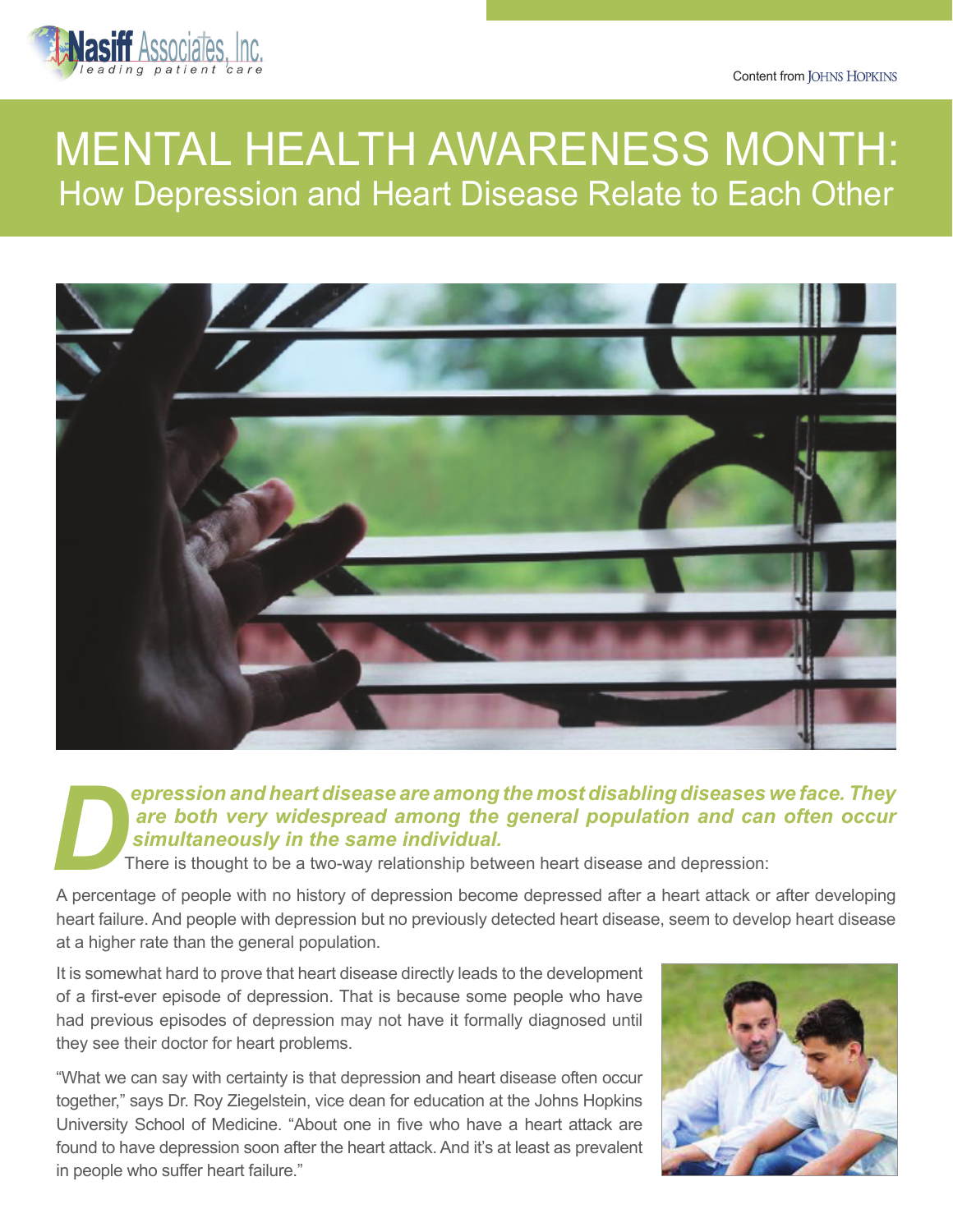Content from JOHNS HOPKINS

# MENTAL HEALTH AWARENESS MONTH:

## How Depression and Heart Disease Relate to Each Other

***Depression and heart disease are among the most disabling diseases we face. They are both very widespread among the general population and can often occur simultaneously in the same individual.***

There is thought to be a two-way relationship between heart disease and depression:

A percentage of people with no history of depression become depressed after a heart attack or after developing heart failure. And people with depression but no previously detected heart disease, seem to develop heart disease at a higher rate than the general population.

It is somewhat hard to prove that heart disease directly leads to the development of a first-ever episode of depression. That is because some people who have had previous episodes of depression may not have it formally diagnosed until they see their doctor for heart problems.

"What we can say with certainty is that depression and heart disease often occur together," says Dr. Roy Ziegelstein, vice dean for education at the Johns Hopkins University School of Medicine. "About one in five who have a heart attack are found to have depression soon after the heart attack. And it's at least as prevalent in people who suffer heart failure."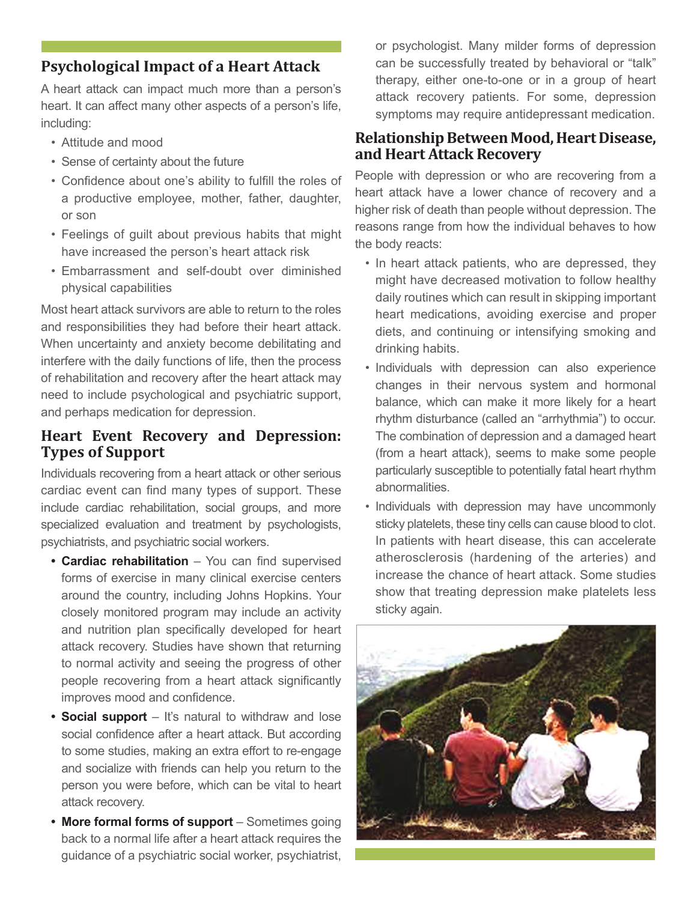## Psychological Impact of a Heart Attack

A heart attack can impact much more than a person's heart. It can affect many other aspects of a person's life, including:

- Attitude and mood
- Sense of certainty about the future
- Confidence about one's ability to fulfill the roles of a productive employee, mother, father, daughter, or son
- Feelings of guilt about previous habits that might have increased the person's heart attack risk
- Embarrassment and self-doubt over diminished physical capabilities

Most heart attack survivors are able to return to the roles and responsibilities they had before their heart attack. When uncertainty and anxiety become debilitating and interfere with the daily functions of life, then the process of rehabilitation and recovery after the heart attack may need to include psychological and psychiatric support, and perhaps medication for depression.

## Heart Event Recovery and Depression: Types of Support

Individuals recovering from a heart attack or other serious cardiac event can find many types of support. These include cardiac rehabilitation, social groups, and more specialized evaluation and treatment by psychologists, psychiatrists, and psychiatric social workers.

- **Cardiac rehabilitation** – You can find supervised forms of exercise in many clinical exercise centers around the country, including Johns Hopkins. Your closely monitored program may include an activity and nutrition plan specifically developed for heart attack recovery. Studies have shown that returning to normal activity and seeing the progress of other people recovering from a heart attack significantly improves mood and confidence.
- **Social support** – It's natural to withdraw and lose social confidence after a heart attack. But according to some studies, making an extra effort to re-engage and socialize with friends can help you return to the person you were before, which can be vital to heart attack recovery.
- **More formal forms of support** – Sometimes going back to a normal life after a heart attack requires the guidance of a psychiatric social worker, psychiatrist, or psychologist. Many milder forms of depression can be successfully treated by behavioral or "talk" therapy, either one-to-one or in a group of heart attack recovery patients. For some, depression symptoms may require antidepressant medication.

## Relationship Between Mood, Heart Disease, and Heart Attack Recovery

People with depression or who are recovering from a heart attack have a lower chance of recovery and a higher risk of death than people without depression. The reasons range from how the individual behaves to how the body reacts:

- In heart attack patients, who are depressed, they might have decreased motivation to follow healthy daily routines which can result in skipping important heart medications, avoiding exercise and proper diets, and continuing or intensifying smoking and drinking habits.
- Individuals with depression can also experience changes in their nervous system and hormonal balance, which can make it more likely for a heart rhythm disturbance (called an "arrhythmia") to occur. The combination of depression and a damaged heart (from a heart attack), seems to make some people particularly susceptible to potentially fatal heart rhythm abnormalities.
- Individuals with depression may have uncommonly sticky platelets, these tiny cells can cause blood to clot. In patients with heart disease, this can accelerate atherosclerosis (hardening of the arteries) and increase the chance of heart attack. Some studies show that treating depression make platelets less sticky again.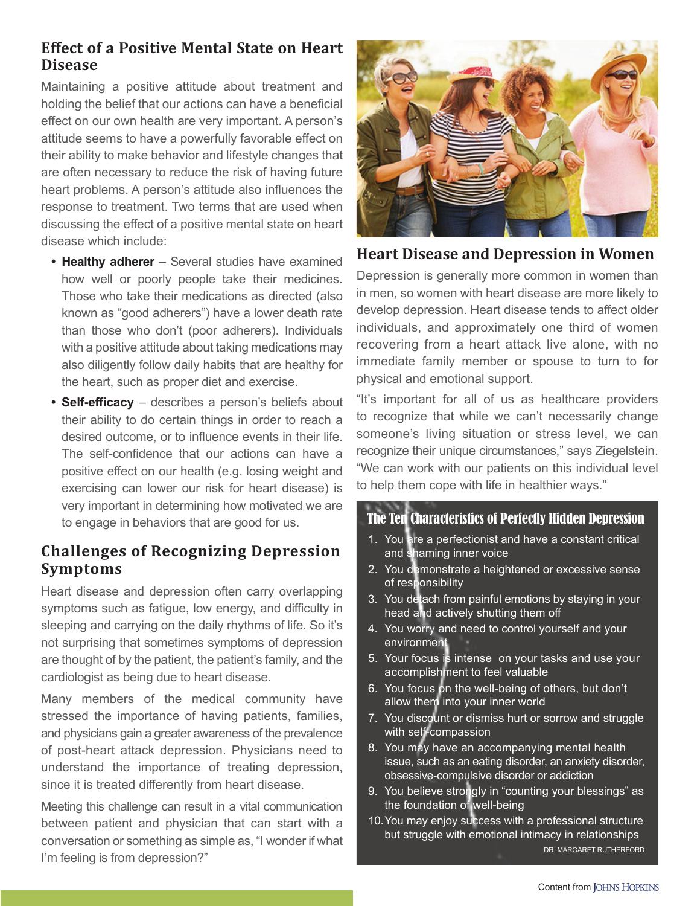## Effect of a Positive Mental State on Heart Disease

Maintaining a positive attitude about treatment and holding the belief that our actions can have a beneficial effect on our own health are very important. A person's attitude seems to have a powerfully favorable effect on their ability to make behavior and lifestyle changes that are often necessary to reduce the risk of having future heart problems. A person's attitude also influences the response to treatment. Two terms that are used when discussing the effect of a positive mental state on heart disease which include:

- **Healthy adherer** – Several studies have examined how well or poorly people take their medicines. Those who take their medications as directed (also known as "good adherers") have a lower death rate than those who don't (poor adherers). Individuals with a positive attitude about taking medications may also diligently follow daily habits that are healthy for the heart, such as proper diet and exercise.
- **Self-efficacy** – describes a person's beliefs about their ability to do certain things in order to reach a desired outcome, or to influence events in their life. The self-confidence that our actions can have a positive effect on our health (e.g. losing weight and exercising can lower our risk for heart disease) is very important in determining how motivated we are to engage in behaviors that are good for us.

## Challenges of Recognizing Depression Symptoms

Heart disease and depression often carry overlapping symptoms such as fatigue, low energy, and difficulty in sleeping and carrying on the daily rhythms of life. So it's not surprising that sometimes symptoms of depression are thought of by the patient, the patient's family, and the cardiologist as being due to heart disease.

Many members of the medical community have stressed the importance of having patients, families, and physicians gain a greater awareness of the prevalence of post-heart attack depression. Physicians need to understand the importance of treating depression, since it is treated differently from heart disease.

Meeting this challenge can result in a vital communication between patient and physician that can start with a conversation or something as simple as, "I wonder if what I'm feeling is from depression?"

## Heart Disease and Depression in Women

Depression is generally more common in women than in men, so women with heart disease are more likely to develop depression. Heart disease tends to affect older individuals, and approximately one third of women recovering from a heart attack live alone, with no immediate family member or spouse to turn to for physical and emotional support.

"It's important for all of us as healthcare providers to recognize that while we can't necessarily change someone's living situation or stress level, we can recognize their unique circumstances," says Ziegelstein. "We can work with our patients on this individual level to help them cope with life in healthier ways."

### The Ten Characteristics of Perfectly Hidden Depression

1. You are a perfectionist and have a constant critical and shaming inner voice
2. You demonstrate a heightened or excessive sense of responsibility
3. You detach from painful emotions by staying in your head and actively shutting them off
4. You worry and need to control yourself and your environment
5. Your focus is intense on your tasks and use your accomplishment to feel valuable
6. You focus on the well-being of others, but don't allow them into your inner world
7. You discount or dismiss hurt or sorrow and struggle with self-compassion
8. You may have an accompanying mental health issue, such as an eating disorder, an anxiety disorder, obsessive-compulsive disorder or addiction
9. You believe strongly in "counting your blessings" as the foundation of well-being
10. You may enjoy success with a professional structure but struggle with emotional intimacy in relationships

DR. MARGARET RUTHERFORD

Content from JOHNS HOPKINS